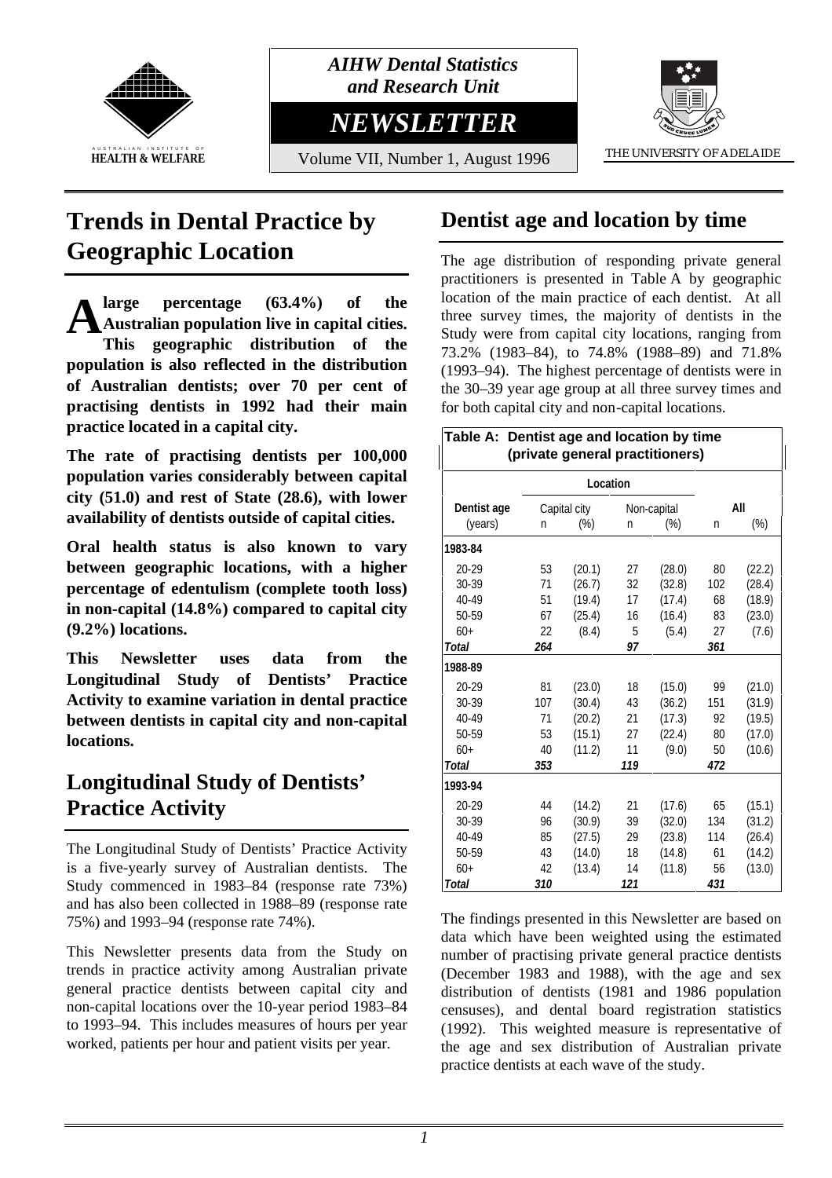AIHW Dental Statistics and Research Unit

# NEWSLETTER

Volume VII, Number 1, August 1996

AUSTRALIAN INSTITUTE OF HEALTH & WELFARE — THE UNIVERSITY OF ADELAIDE

## Trends in Dental Practice by Geographic Location

**A large percentage (63.4%) of the Australian population live in capital cities. This geographic distribution of the population is also reflected in the distribution of Australian dentists; over 70 per cent of practising dentists in 1992 had their main practice located in a capital city.**

**The rate of practising dentists per 100,000 population varies considerably between capital city (51.0) and rest of State (28.6), with lower availability of dentists outside of capital cities.**

**Oral health status is also known to vary between geographic locations, with a higher percentage of edentulism (complete tooth loss) in non-capital (14.8%) compared to capital city (9.2%) locations.**

**This Newsletter uses data from the Longitudinal Study of Dentists' Practice Activity to examine variation in dental practice between dentists in capital city and non-capital locations.**

## Longitudinal Study of Dentists' Practice Activity

The Longitudinal Study of Dentists' Practice Activity is a five-yearly survey of Australian dentists. The Study commenced in 1983–84 (response rate 73%) and has also been collected in 1988–89 (response rate 75%) and 1993–94 (response rate 74%).

This Newsletter presents data from the Study on trends in practice activity among Australian private general practice dentists between capital city and non-capital locations over the 10-year period 1983–84 to 1993–94. This includes measures of hours per year worked, patients per hour and patient visits per year.

## Dentist age and location by time

The age distribution of responding private general practitioners is presented in Table A by geographic location of the main practice of each dentist. At all three survey times, the majority of dentists in the Study were from capital city locations, ranging from 73.2% (1983–84), to 74.8% (1988–89) and 71.8% (1993–94). The highest percentage of dentists were in the 30–39 year age group at all three survey times and for both capital city and non-capital locations.

**Table A: Dentist age and location by time (private general practitioners)**

| | Location | | | | | |
|---|---|---|---|---|---|---|
| Dentist age | Capital city | | Non-capital | | All | |
| (years) | n | (%) | n | (%) | n | (%) |
| **1983-84** | | | | | | |
| 20-29 | 53 | (20.1) | 27 | (28.0) | 80 | (22.2) |
| 30-39 | 71 | (26.7) | 32 | (32.8) | 102 | (28.4) |
| 40-49 | 51 | (19.4) | 17 | (17.4) | 68 | (18.9) |
| 50-59 | 67 | (25.4) | 16 | (16.4) | 83 | (23.0) |
| 60+ | 22 | (8.4) | 5 | (5.4) | 27 | (7.6) |
| *Total* | *264* | | *97* | | *361* | |
| **1988-89** | | | | | | |
| 20-29 | 81 | (23.0) | 18 | (15.0) | 99 | (21.0) |
| 30-39 | 107 | (30.4) | 43 | (36.2) | 151 | (31.9) |
| 40-49 | 71 | (20.2) | 21 | (17.3) | 92 | (19.5) |
| 50-59 | 53 | (15.1) | 27 | (22.4) | 80 | (17.0) |
| 60+ | 40 | (11.2) | 11 | (9.0) | 50 | (10.6) |
| *Total* | *353* | | *119* | | *472* | |
| **1993-94** | | | | | | |
| 20-29 | 44 | (14.2) | 21 | (17.6) | 65 | (15.1) |
| 30-39 | 96 | (30.9) | 39 | (32.0) | 134 | (31.2) |
| 40-49 | 85 | (27.5) | 29 | (23.8) | 114 | (26.4) |
| 50-59 | 43 | (14.0) | 18 | (14.8) | 61 | (14.2) |
| 60+ | 42 | (13.4) | 14 | (11.8) | 56 | (13.0) |
| *Total* | *310* | | *121* | | *431* | |

The findings presented in this Newsletter are based on data which have been weighted using the estimated number of practising private general practice dentists (December 1983 and 1988), with the age and sex distribution of dentists (1981 and 1986 population censuses), and dental board registration statistics (1992). This weighted measure is representative of the age and sex distribution of Australian private practice dentists at each wave of the study.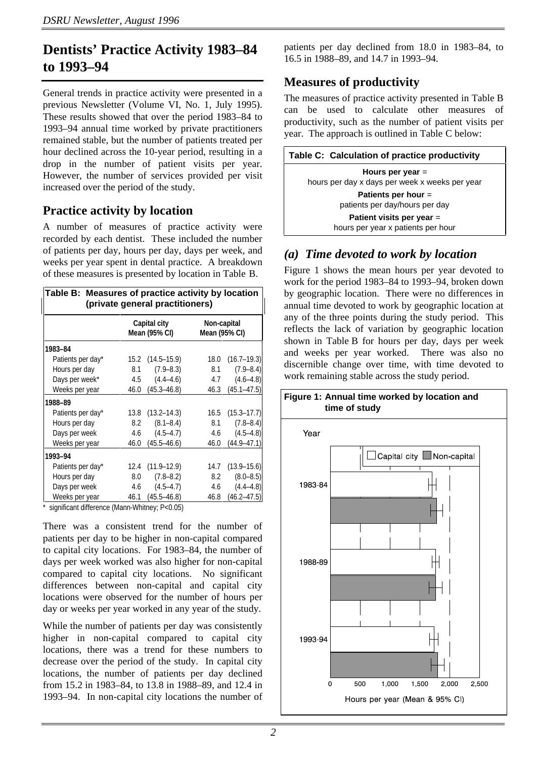# Dentists' Practice Activity 1983–84 to 1993–94

General trends in practice activity were presented in a previous Newsletter (Volume VI, No. 1, July 1995). These results showed that over the period 1983–84 to 1993–94 annual time worked by private practitioners remained stable, but the number of patients treated per hour declined across the 10-year period, resulting in a drop in the number of patient visits per year. However, the number of services provided per visit increased over the period of the study.

## Practice activity by location

A number of measures of practice activity were recorded by each dentist. These included the number of patients per day, hours per day, days per week, and weeks per year spent in dental practice. A breakdown of these measures is presented by location in Table B.

**Table B: Measures of practice activity by location (private general practitioners)**

| | Capital city Mean (95% CI) | | Non-capital Mean (95% CI) | |
|---|---|---|---|---|
| **1983–84** | | | | |
| Patients per day* | 15.2 | (14.5–15.9) | 18.0 | (16.7–19.3) |
| Hours per day | 8.1 | (7.9–8.3) | 8.1 | (7.9–8.4) |
| Days per week* | 4.5 | (4.4–4.6) | 4.7 | (4.6–4.8) |
| Weeks per year | 46.0 | (45.3–46.8) | 46.3 | (45.1–47.5) |
| **1988–89** | | | | |
| Patients per day* | 13.8 | (13.2–14.3) | 16.5 | (15.3–17.7) |
| Hours per day | 8.2 | (8.1–8.4) | 8.1 | (7.8–8.4) |
| Days per week | 4.6 | (4.5–4.7) | 4.6 | (4.5–4.8) |
| Weeks per year | 46.0 | (45.5–46.6) | 46.0 | (44.9–47.1) |
| **1993–94** | | | | |
| Patients per day* | 12.4 | (11.9–12.9) | 14.7 | (13.9–15.6) |
| Hours per day | 8.0 | (7.8–8.2) | 8.2 | (8.0–8.5) |
| Days per week | 4.6 | (4.5–4.7) | 4.6 | (4.4–4.8) |
| Weeks per year | 46.1 | (45.5–46.8) | 46.8 | (46.2–47.5) |

\* significant difference (Mann-Whitney; $P<0.05$)

There was a consistent trend for the number of patients per day to be higher in non-capital compared to capital city locations. For 1983–84, the number of days per week worked was also higher for non-capital compared to capital city locations. No significant differences between non-capital and capital city locations were observed for the number of hours per day or weeks per year worked in any year of the study.

While the number of patients per day was consistently higher in non-capital compared to capital city locations, there was a trend for these numbers to decrease over the period of the study. In capital city locations, the number of patients per day declined from 15.2 in 1983–84, to 13.8 in 1988–89, and 12.4 in 1993–94. In non-capital city locations the number of patients per day declined from 18.0 in 1983–84, to 16.5 in 1988–89, and 14.7 in 1993–94.

## Measures of productivity

The measures of practice activity presented in Table B can be used to calculate other measures of productivity, such as the number of patient visits per year. The approach is outlined in Table C below:

**Table C: Calculation of practice productivity**

| |
|---|
| **Hours per year** = hours per day x days per week x weeks per year |
| **Patients per hour** = patients per day/hours per day |
| **Patient visits per year** = hours per year x patients per hour |

## *(a) Time devoted to work by location*

Figure 1 shows the mean hours per year devoted to work for the period 1983–84 to 1993–94, broken down by geographic location. There were no differences in annual time devoted to work by geographic location at any of the three points during the study period. This reflects the lack of variation by geographic location shown in Table B for hours per day, days per week and weeks per year worked. There was also no discernible change over time, with time devoted to work remaining stable across the study period.

**Figure 1: Annual time worked by location and time of study**

(Bar chart: Year — 1983-84, 1988-89, 1993-94; Capital city / Non-capital; x-axis: Hours per year (Mean & 95% CI), 0 to 2,500)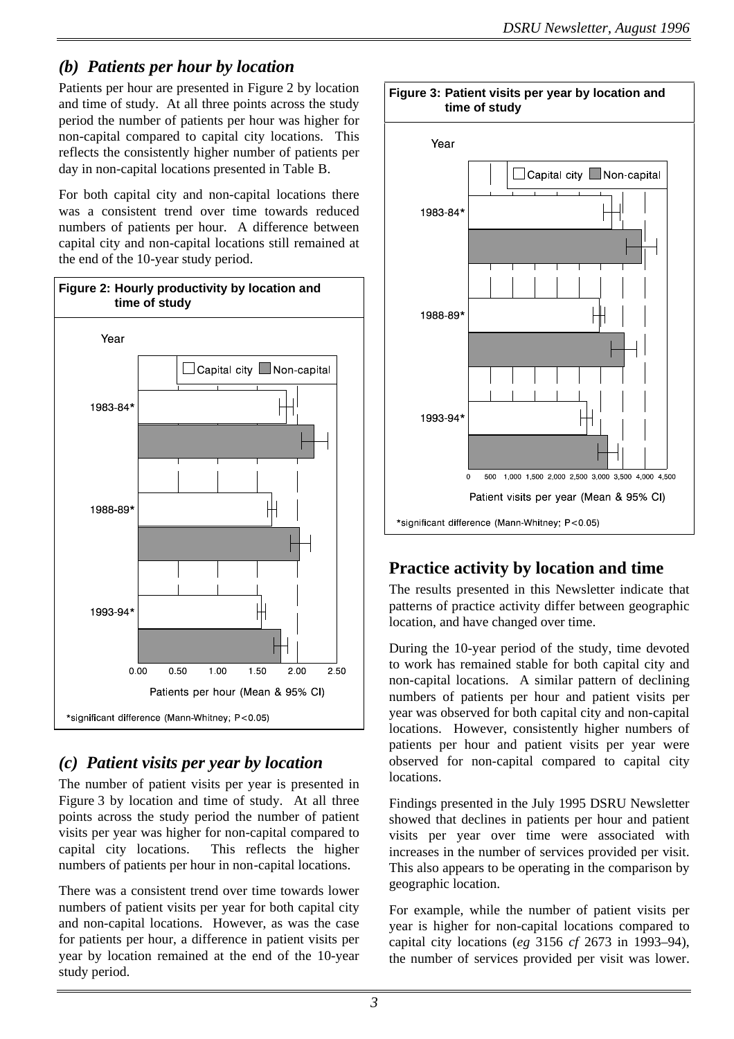## (b) Patients per hour by location

Patients per hour are presented in Figure 2 by location and time of study. At all three points across the study period the number of patients per hour was higher for non-capital compared to capital city locations. This reflects the consistently higher number of patients per day in non-capital locations presented in Table B.

For both capital city and non-capital locations there was a consistent trend over time towards reduced numbers of patients per hour. A difference between capital city and non-capital locations still remained at the end of the 10-year study period.

**Figure 2: Hourly productivity by location and time of study**

*significant difference (Mann-Whitney; P<0.05)

## (c) Patient visits per year by location

The number of patient visits per year is presented in Figure 3 by location and time of study. At all three points across the study period the number of patient visits per year was higher for non-capital compared to capital city locations. This reflects the higher numbers of patients per hour in non-capital locations.

There was a consistent trend over time towards lower numbers of patient visits per year for both capital city and non-capital locations. However, as was the case for patients per hour, a difference in patient visits per year by location remained at the end of the 10-year study period.

**Figure 3: Patient visits per year by location and time of study**

*significant difference (Mann-Whitney; P<0.05)

## Practice activity by location and time

The results presented in this Newsletter indicate that patterns of practice activity differ between geographic location, and have changed over time.

During the 10-year period of the study, time devoted to work has remained stable for both capital city and non-capital locations. A similar pattern of declining numbers of patients per hour and patient visits per year was observed for both capital city and non-capital locations. However, consistently higher numbers of patients per hour and patient visits per year were observed for non-capital compared to capital city locations.

Findings presented in the July 1995 DSRU Newsletter showed that declines in patients per hour and patient visits per year over time were associated with increases in the number of services provided per visit. This also appears to be operating in the comparison by geographic location.

For example, while the number of patient visits per year is higher for non-capital locations compared to capital city locations (*eg* 3156 *cf* 2673 in 1993–94), the number of services provided per visit was lower.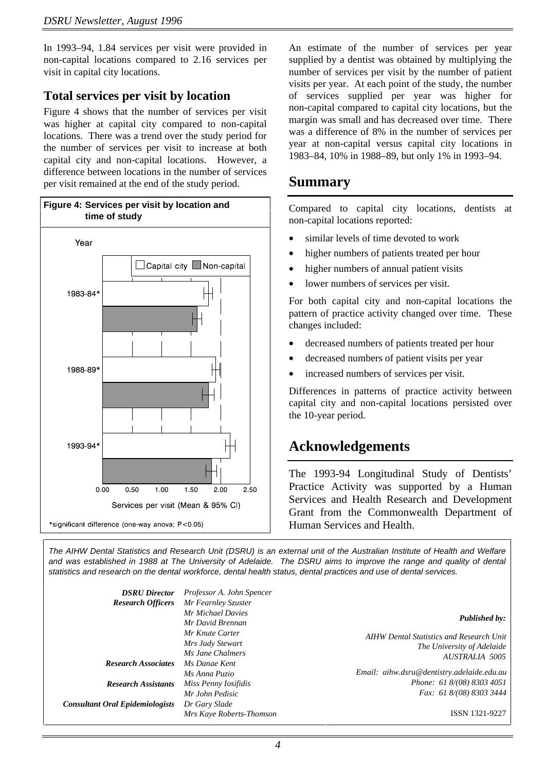In 1993–94, 1.84 services per visit were provided in non-capital locations compared to 2.16 services per visit in capital city locations.

## Total services per visit by location

Figure 4 shows that the number of services per visit was higher at capital city compared to non-capital locations. There was a trend over the study period for the number of services per visit to increase at both capital city and non-capital locations. However, a difference between locations in the number of services per visit remained at the end of the study period.

**Figure 4: Services per visit by location and time of study**

Year

Capital city | Non-capital

1983-84*

1988-89*

1993-94*

0.00 0.50 1.00 1.50 2.00 2.50

Services per visit (Mean & 95% CI)

*significant difference (one-way anova; P<0.05)

An estimate of the number of services per year supplied by a dentist was obtained by multiplying the number of services per visit by the number of patient visits per year. At each point of the study, the number of services supplied per year was higher for non-capital compared to capital city locations, but the margin was small and has decreased over time. There was a difference of 8% in the number of services per year at non-capital versus capital city locations in 1983–84, 10% in 1988–89, but only 1% in 1993–94.

# Summary

Compared to capital city locations, dentists at non-capital locations reported:

- similar levels of time devoted to work
- higher numbers of patients treated per hour
- higher numbers of annual patient visits
- lower numbers of services per visit.

For both capital city and non-capital locations the pattern of practice activity changed over time. These changes included:

- decreased numbers of patients treated per hour
- decreased numbers of patient visits per year
- increased numbers of services per visit.

Differences in patterns of practice activity between capital city and non-capital locations persisted over the 10-year period.

# Acknowledgements

The 1993-94 Longitudinal Study of Dentists' Practice Activity was supported by a Human Services and Health Research and Development Grant from the Commonwealth Department of Human Services and Health.

*The AIHW Dental Statistics and Research Unit (DSRU) is an external unit of the Australian Institute of Health and Welfare and was established in 1988 at The University of Adelaide. The DSRU aims to improve the range and quality of dental statistics and research on the dental workforce, dental health status, dental practices and use of dental services.*

***DSRU Director*** *Professor A. John Spencer*
***Research Officers*** *Mr Fearnley Szuster*
*Mr Michael Davies*
*Mr David Brennan*
*Mr Knute Carter*
*Mrs Judy Stewart*
*Ms Jane Chalmers*
***Research Associates*** *Ms Danae Kent*
*Ms Anna Puzio*
***Research Assistants*** *Miss Penny Iosifidis*
*Mr John Pedisic*
***Consultant Oral Epidemiologists*** *Dr Gary Slade*
*Mrs Kaye Roberts-Thomson*

***Published by:***

*AIHW Dental Statistics and Research Unit*
*The University of Adelaide*
*AUSTRALIA 5005*

*Email: aihw.dsru@dentistry.adelaide.edu.au*
*Phone: 61 8/(08) 8303 4051*
*Fax: 61 8/(08) 8303 3444*

ISSN 1321-9227